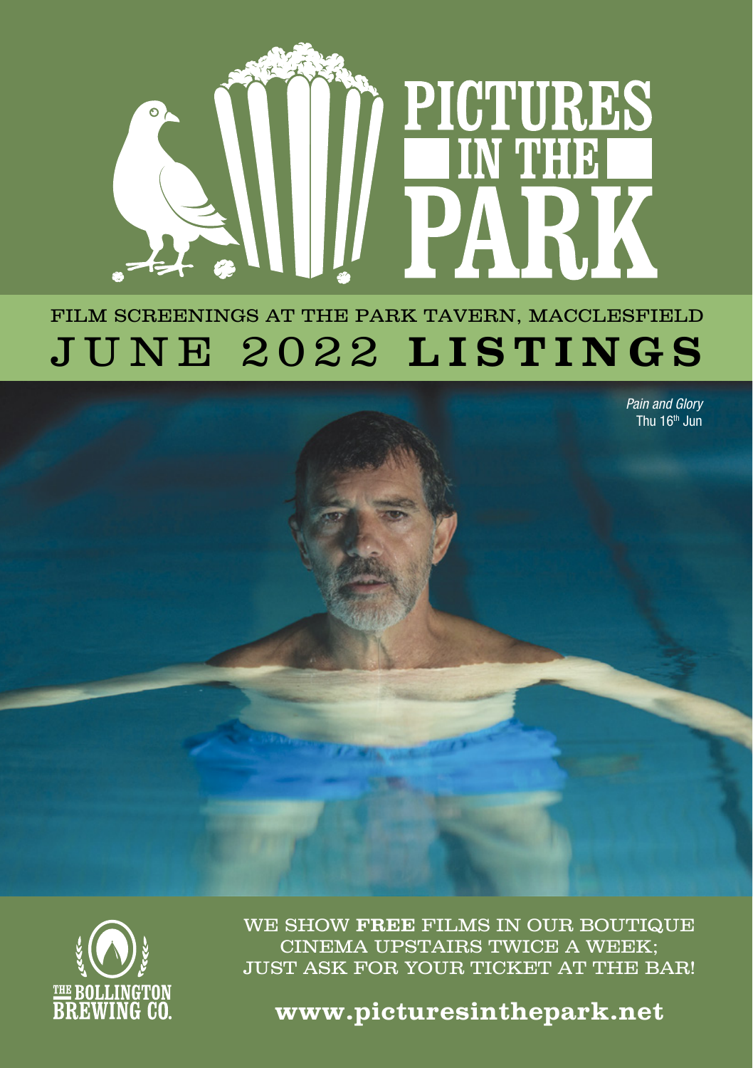# PICTURES IN THE PARK

## FILM SCREENINGS AT THE PARK TAVERN, MACCLESFIELD

# JUNE 2022 **LISTINGS**

*Pain and Glory*
Thu 16th Jun

WE SHOW **FREE** FILMS IN OUR BOUTIQUE CINEMA UPSTAIRS TWICE A WEEK; JUST ASK FOR YOUR TICKET AT THE BAR!

THE BOLLINGTON BREWING CO.

**www.picturesinthepark.net**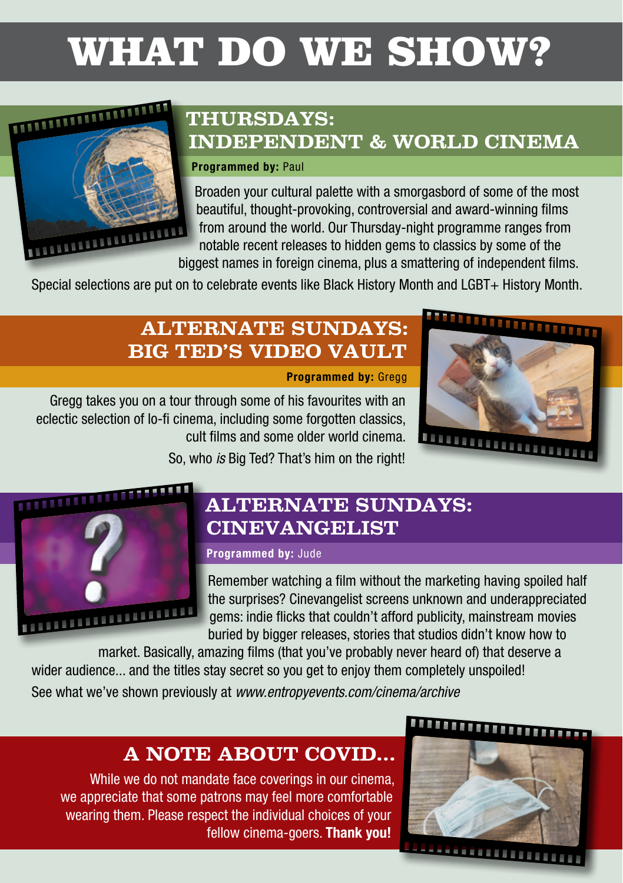# WHAT DO WE SHOW?

## THURSDAYS: INDEPENDENT & WORLD CINEMA

**Programmed by:** Paul

Broaden your cultural palette with a smorgasbord of some of the most beautiful, thought-provoking, controversial and award-winning films from around the world. Our Thursday-night programme ranges from notable recent releases to hidden gems to classics by some of the biggest names in foreign cinema, plus a smattering of independent films.

Special selections are put on to celebrate events like Black History Month and LGBT+ History Month.

## ALTERNATE SUNDAYS: BIG TED'S VIDEO VAULT

**Programmed by:** Gregg

Gregg takes you on a tour through some of his favourites with an eclectic selection of lo-fi cinema, including some forgotten classics, cult films and some older world cinema.

So, who *is* Big Ted? That's him on the right!

## ALTERNATE SUNDAYS: CINEVANGELIST

**Programmed by:** Jude

Remember watching a film without the marketing having spoiled half the surprises? Cinevangelist screens unknown and underappreciated gems: indie flicks that couldn't afford publicity, mainstream movies buried by bigger releases, stories that studios didn't know how to market. Basically, amazing films (that you've probably never heard of) that deserve a wider audience… and the titles stay secret so you get to enjoy them completely unspoiled!

See what we've shown previously at *www.entropyevents.com/cinema/archive*

## A NOTE ABOUT COVID…

While we do not mandate face coverings in our cinema, we appreciate that some patrons may feel more comfortable wearing them. Please respect the individual choices of your fellow cinema-goers. **Thank you!**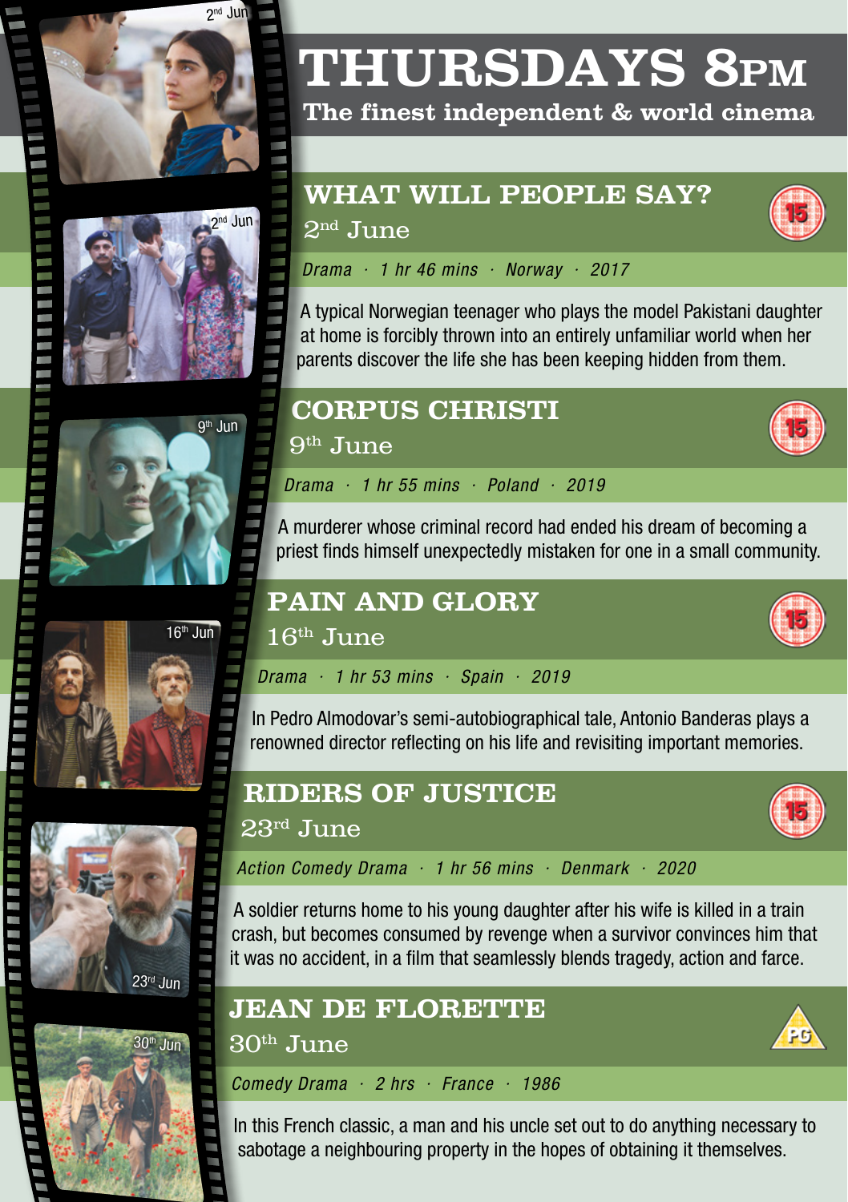# THURSDAYS 8PM

**The finest independent & world cinema**

## WHAT WILL PEOPLE SAY?

2nd June

15

*Drama · 1 hr 46 mins · Norway · 2017*

A typical Norwegian teenager who plays the model Pakistani daughter at home is forcibly thrown into an entirely unfamiliar world when her parents discover the life she has been keeping hidden from them.

## CORPUS CHRISTI

9th June

15

*Drama · 1 hr 55 mins · Poland · 2019*

A murderer whose criminal record had ended his dream of becoming a priest finds himself unexpectedly mistaken for one in a small community.

## PAIN AND GLORY

16th June

15

*Drama · 1 hr 53 mins · Spain · 2019*

In Pedro Almodovar's semi-autobiographical tale, Antonio Banderas plays a renowned director reflecting on his life and revisiting important memories.

## RIDERS OF JUSTICE

23rd June

15

*Action Comedy Drama · 1 hr 56 mins · Denmark · 2020*

A soldier returns home to his young daughter after his wife is killed in a train crash, but becomes consumed by revenge when a survivor convinces him that it was no accident, in a film that seamlessly blends tragedy, action and farce.

## JEAN DE FLORETTE

30th June

PG

*Comedy Drama · 2 hrs · France · 1986*

In this French classic, a man and his uncle set out to do anything necessary to sabotage a neighbouring property in the hopes of obtaining it themselves.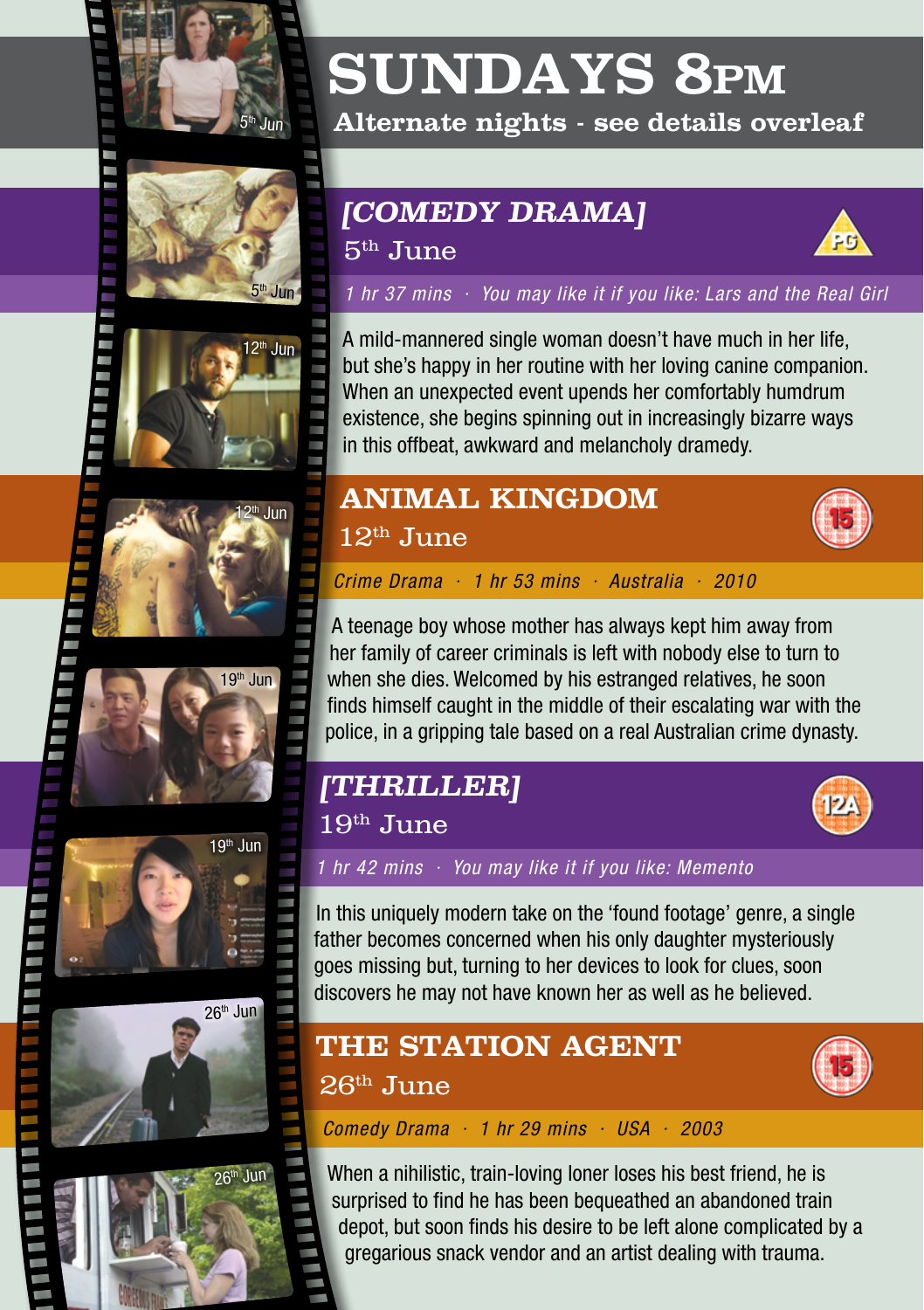# SUNDAYS 8PM

Alternate nights - see details overleaf

## [COMEDY DRAMA]

5th June

PG

*1 hr 37 mins · You may like it if you like: Lars and the Real Girl*

A mild-mannered single woman doesn't have much in her life, but she's happy in her routine with her loving canine companion. When an unexpected event upends her comfortably humdrum existence, she begins spinning out in increasingly bizarre ways in this offbeat, awkward and melancholy dramedy.

## ANIMAL KINGDOM

12th June

15

*Crime Drama · 1 hr 53 mins · Australia · 2010*

A teenage boy whose mother has always kept him away from her family of career criminals is left with nobody else to turn to when she dies. Welcomed by his estranged relatives, he soon finds himself caught in the middle of their escalating war with the police, in a gripping tale based on a real Australian crime dynasty.

## [THRILLER]

19th June

12A

*1 hr 42 mins · You may like it if you like: Memento*

In this uniquely modern take on the 'found footage' genre, a single father becomes concerned when his only daughter mysteriously goes missing but, turning to her devices to look for clues, soon discovers he may not have known her as well as he believed.

## THE STATION AGENT

26th June

15

*Comedy Drama · 1 hr 29 mins · USA · 2003*

When a nihilistic, train-loving loner loses his best friend, he is surprised to find he has been bequeathed an abandoned train depot, but soon finds his desire to be left alone complicated by a gregarious snack vendor and an artist dealing with trauma.